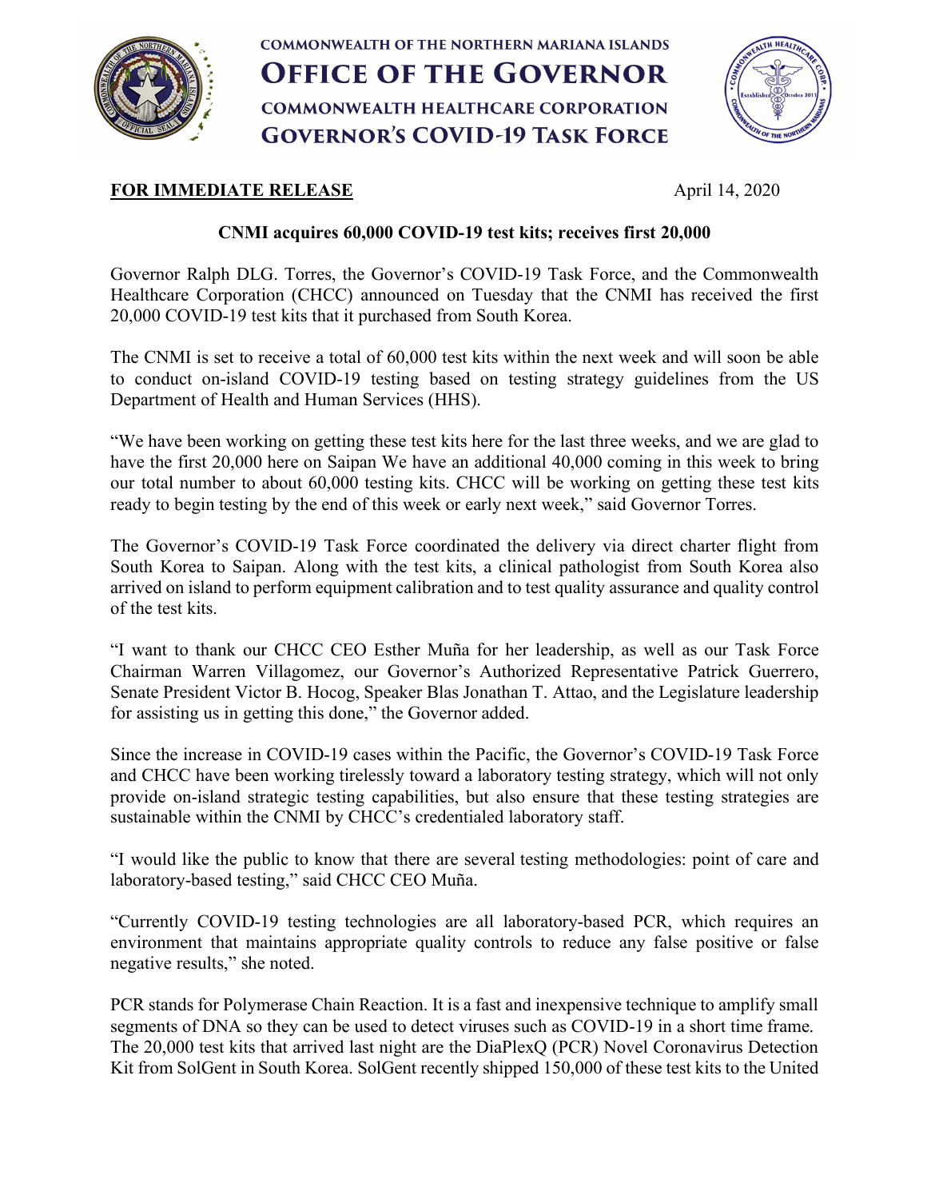COMMONWEALTH OF THE NORTHERN MARIANA ISLANDS

# OFFICE OF THE GOVERNOR

COMMONWEALTH HEALTHCARE CORPORATION

## GOVERNOR'S COVID-19 TASK FORCE

**FOR IMMEDIATE RELEASE** April 14, 2020

**CNMI acquires 60,000 COVID-19 test kits; receives first 20,000**

Governor Ralph DLG. Torres, the Governor's COVID-19 Task Force, and the Commonwealth Healthcare Corporation (CHCC) announced on Tuesday that the CNMI has received the first 20,000 COVID-19 test kits that it purchased from South Korea.

The CNMI is set to receive a total of 60,000 test kits within the next week and will soon be able to conduct on-island COVID-19 testing based on testing strategy guidelines from the US Department of Health and Human Services (HHS).

"We have been working on getting these test kits here for the last three weeks, and we are glad to have the first 20,000 here on Saipan We have an additional 40,000 coming in this week to bring our total number to about 60,000 testing kits. CHCC will be working on getting these test kits ready to begin testing by the end of this week or early next week," said Governor Torres.

The Governor's COVID-19 Task Force coordinated the delivery via direct charter flight from South Korea to Saipan. Along with the test kits, a clinical pathologist from South Korea also arrived on island to perform equipment calibration and to test quality assurance and quality control of the test kits.

"I want to thank our CHCC CEO Esther Muña for her leadership, as well as our Task Force Chairman Warren Villagomez, our Governor's Authorized Representative Patrick Guerrero, Senate President Victor B. Hocog, Speaker Blas Jonathan T. Attao, and the Legislature leadership for assisting us in getting this done," the Governor added.

Since the increase in COVID-19 cases within the Pacific, the Governor's COVID-19 Task Force and CHCC have been working tirelessly toward a laboratory testing strategy, which will not only provide on-island strategic testing capabilities, but also ensure that these testing strategies are sustainable within the CNMI by CHCC's credentialed laboratory staff.

"I would like the public to know that there are several testing methodologies: point of care and laboratory-based testing," said CHCC CEO Muña.

"Currently COVID-19 testing technologies are all laboratory-based PCR, which requires an environment that maintains appropriate quality controls to reduce any false positive or false negative results," she noted.

PCR stands for Polymerase Chain Reaction. It is a fast and inexpensive technique to amplify small segments of DNA so they can be used to detect viruses such as COVID-19 in a short time frame. The 20,000 test kits that arrived last night are the DiaPlexQ (PCR) Novel Coronavirus Detection Kit from SolGent in South Korea. SolGent recently shipped 150,000 of these test kits to the United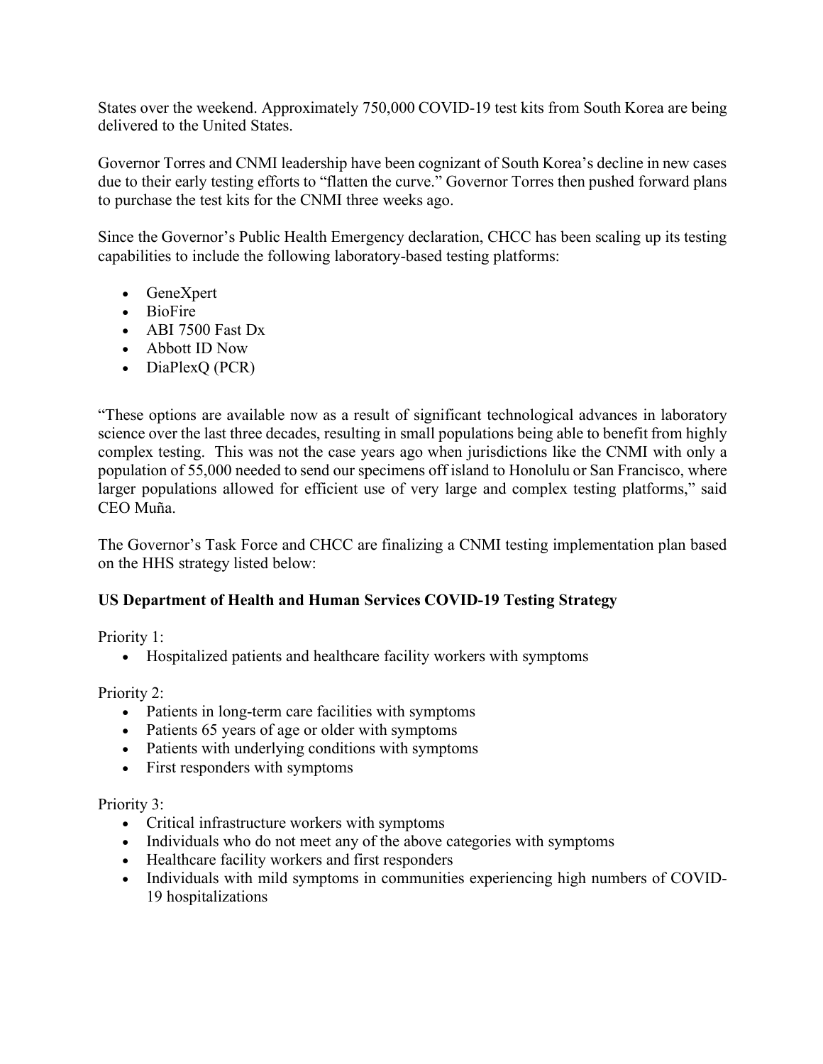States over the weekend. Approximately 750,000 COVID-19 test kits from South Korea are being delivered to the United States.

Governor Torres and CNMI leadership have been cognizant of South Korea's decline in new cases due to their early testing efforts to "flatten the curve." Governor Torres then pushed forward plans to purchase the test kits for the CNMI three weeks ago.

Since the Governor's Public Health Emergency declaration, CHCC has been scaling up its testing capabilities to include the following laboratory-based testing platforms:

- GeneXpert
- BioFire
- ABI 7500 Fast Dx
- Abbott ID Now
- DiaPlexQ (PCR)

"These options are available now as a result of significant technological advances in laboratory science over the last three decades, resulting in small populations being able to benefit from highly complex testing. This was not the case years ago when jurisdictions like the CNMI with only a population of 55,000 needed to send our specimens off island to Honolulu or San Francisco, where larger populations allowed for efficient use of very large and complex testing platforms," said CEO Muña.

The Governor's Task Force and CHCC are finalizing a CNMI testing implementation plan based on the HHS strategy listed below:

**US Department of Health and Human Services COVID-19 Testing Strategy**

Priority 1:

- Hospitalized patients and healthcare facility workers with symptoms

Priority 2:

- Patients in long-term care facilities with symptoms
- Patients 65 years of age or older with symptoms
- Patients with underlying conditions with symptoms
- First responders with symptoms

Priority 3:

- Critical infrastructure workers with symptoms
- Individuals who do not meet any of the above categories with symptoms
- Healthcare facility workers and first responders
- Individuals with mild symptoms in communities experiencing high numbers of COVID-19 hospitalizations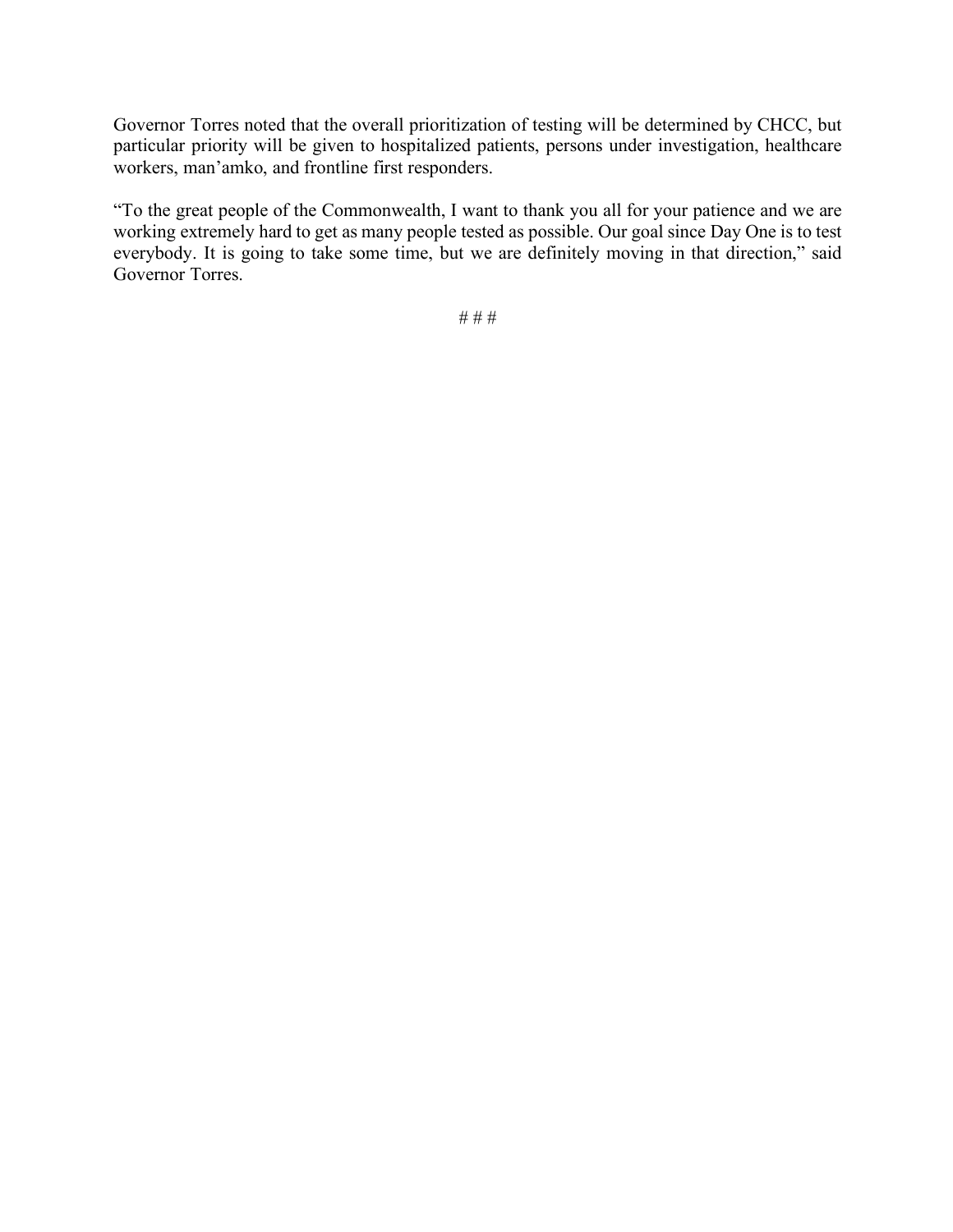Governor Torres noted that the overall prioritization of testing will be determined by CHCC, but particular priority will be given to hospitalized patients, persons under investigation, healthcare workers, man'amko, and frontline first responders.

"To the great people of the Commonwealth, I want to thank you all for your patience and we are working extremely hard to get as many people tested as possible. Our goal since Day One is to test everybody. It is going to take some time, but we are definitely moving in that direction," said Governor Torres.

# # #